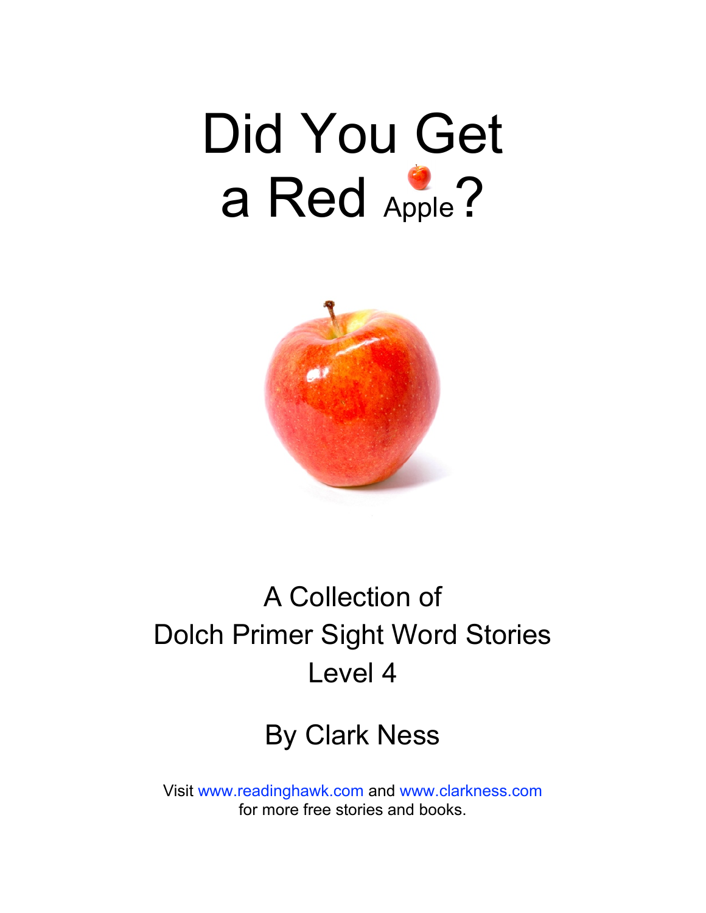# Did You Get a Red Apple?

A Collection of
Dolch Primer Sight Word Stories
Level 4

By Clark Ness

Visit www.readinghawk.com and www.clarkness.com
for more free stories and books.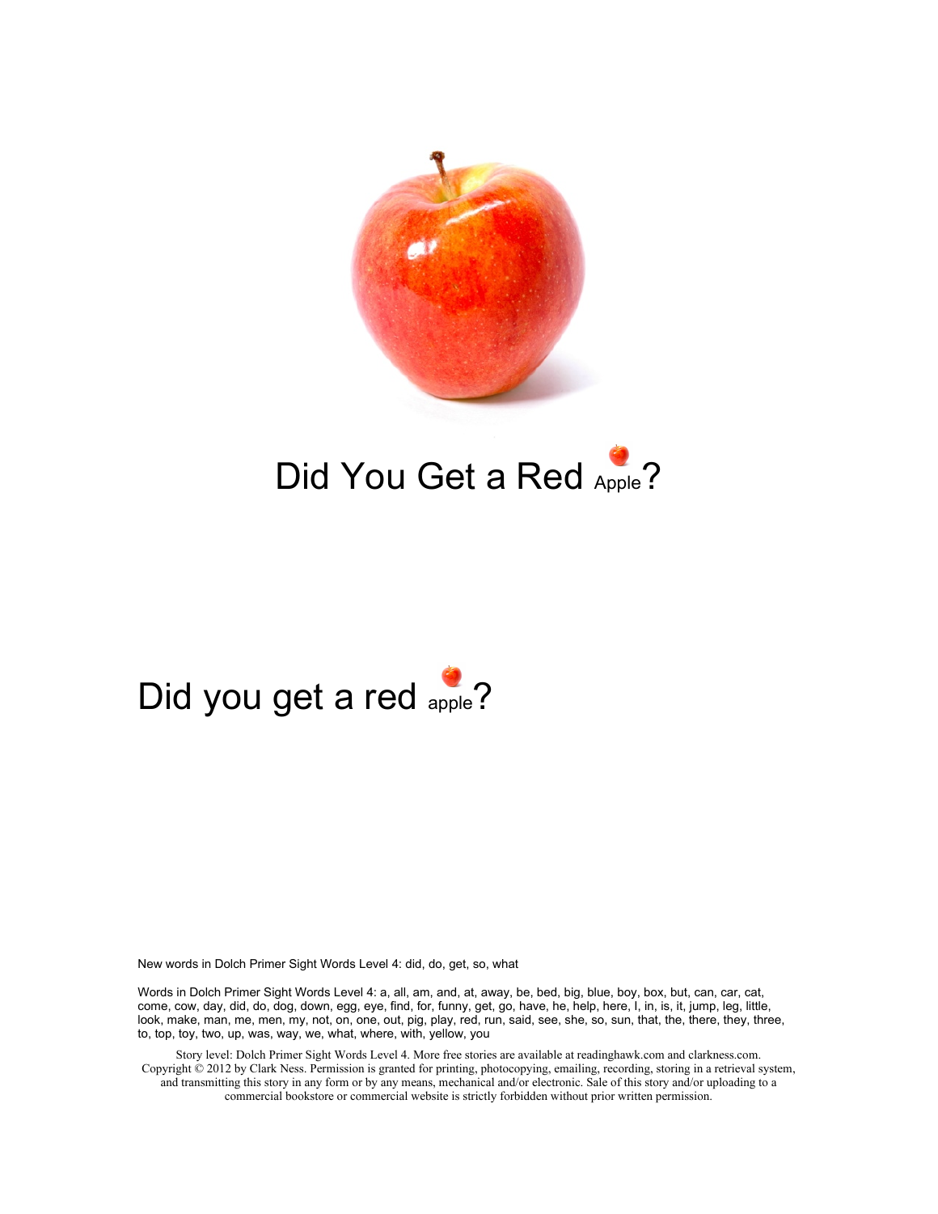# Did You Get a Red Apple?

Did you get a red apple?

New words in Dolch Primer Sight Words Level 4: did, do, get, so, what

Words in Dolch Primer Sight Words Level 4: a, all, am, and, at, away, be, bed, big, blue, boy, box, but, can, car, cat, come, cow, day, did, do, dog, down, egg, eye, find, for, funny, get, go, have, he, help, here, I, in, is, it, jump, leg, little, look, make, man, me, men, my, not, on, one, out, pig, play, red, run, said, see, she, so, sun, that, the, there, they, three, to, top, toy, two, up, was, way, we, what, where, with, yellow, you

Story level: Dolch Primer Sight Words Level 4. More free stories are available at readinghawk.com and clarkness.com. Copyright © 2012 by Clark Ness. Permission is granted for printing, photocopying, emailing, recording, storing in a retrieval system, and transmitting this story in any form or by any means, mechanical and/or electronic. Sale of this story and/or uploading to a commercial bookstore or commercial website is strictly forbidden without prior written permission.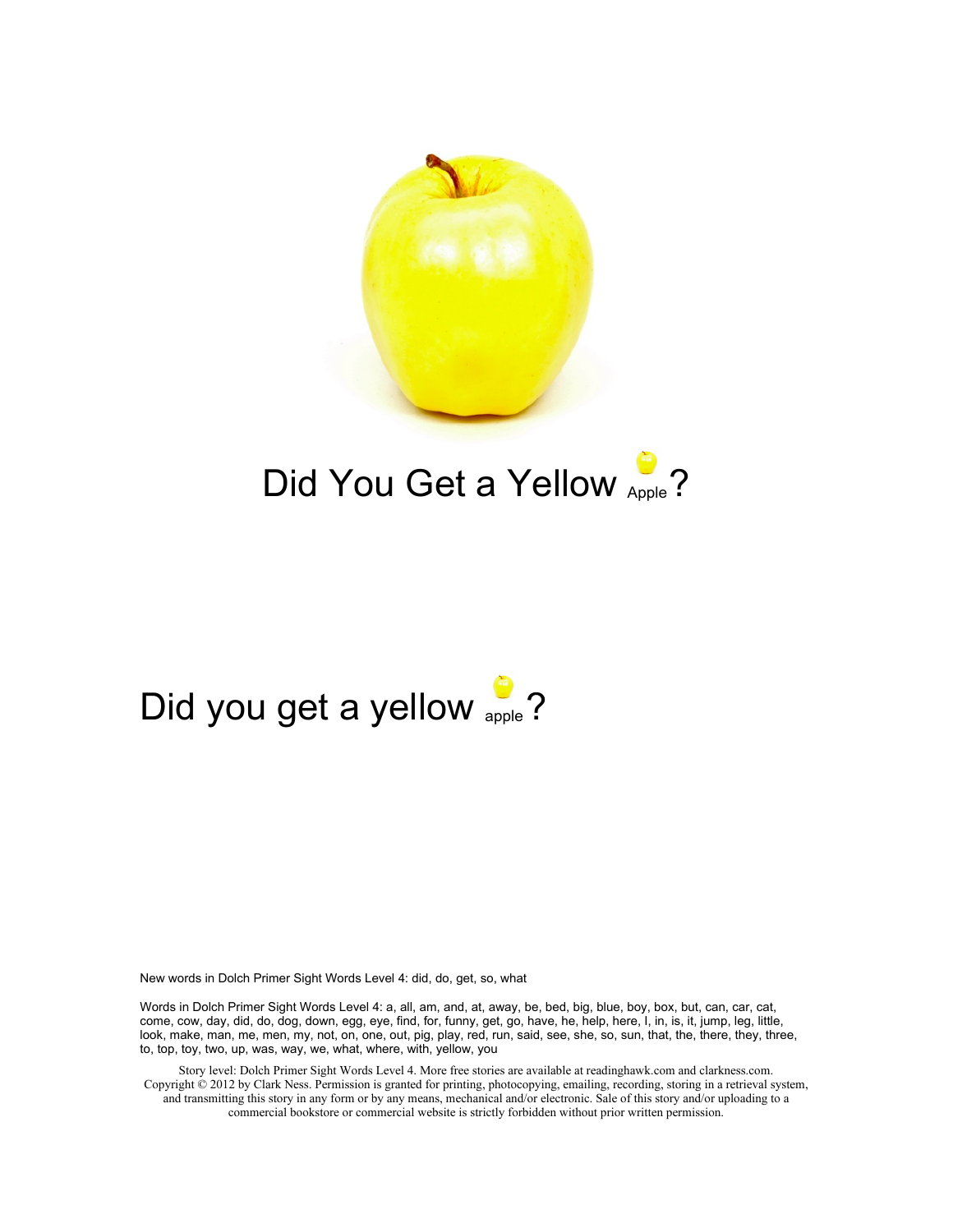# Did You Get a Yellow Apple?

Did you get a yellow apple?

New words in Dolch Primer Sight Words Level 4: did, do, get, so, what

Words in Dolch Primer Sight Words Level 4: a, all, am, and, at, away, be, bed, big, blue, boy, box, but, can, car, cat, come, cow, day, did, do, dog, down, egg, eye, find, for, funny, get, go, have, he, help, here, I, in, is, it, jump, leg, little, look, make, man, me, men, my, not, on, one, out, pig, play, red, run, said, see, she, so, sun, that, the, there, they, three, to, top, toy, two, up, was, way, we, what, where, with, yellow, you

Story level: Dolch Primer Sight Words Level 4. More free stories are available at readinghawk.com and clarkness.com. Copyright © 2012 by Clark Ness. Permission is granted for printing, photocopying, emailing, recording, storing in a retrieval system, and transmitting this story in any form or by any means, mechanical and/or electronic. Sale of this story and/or uploading to a commercial bookstore or commercial website is strictly forbidden without prior written permission.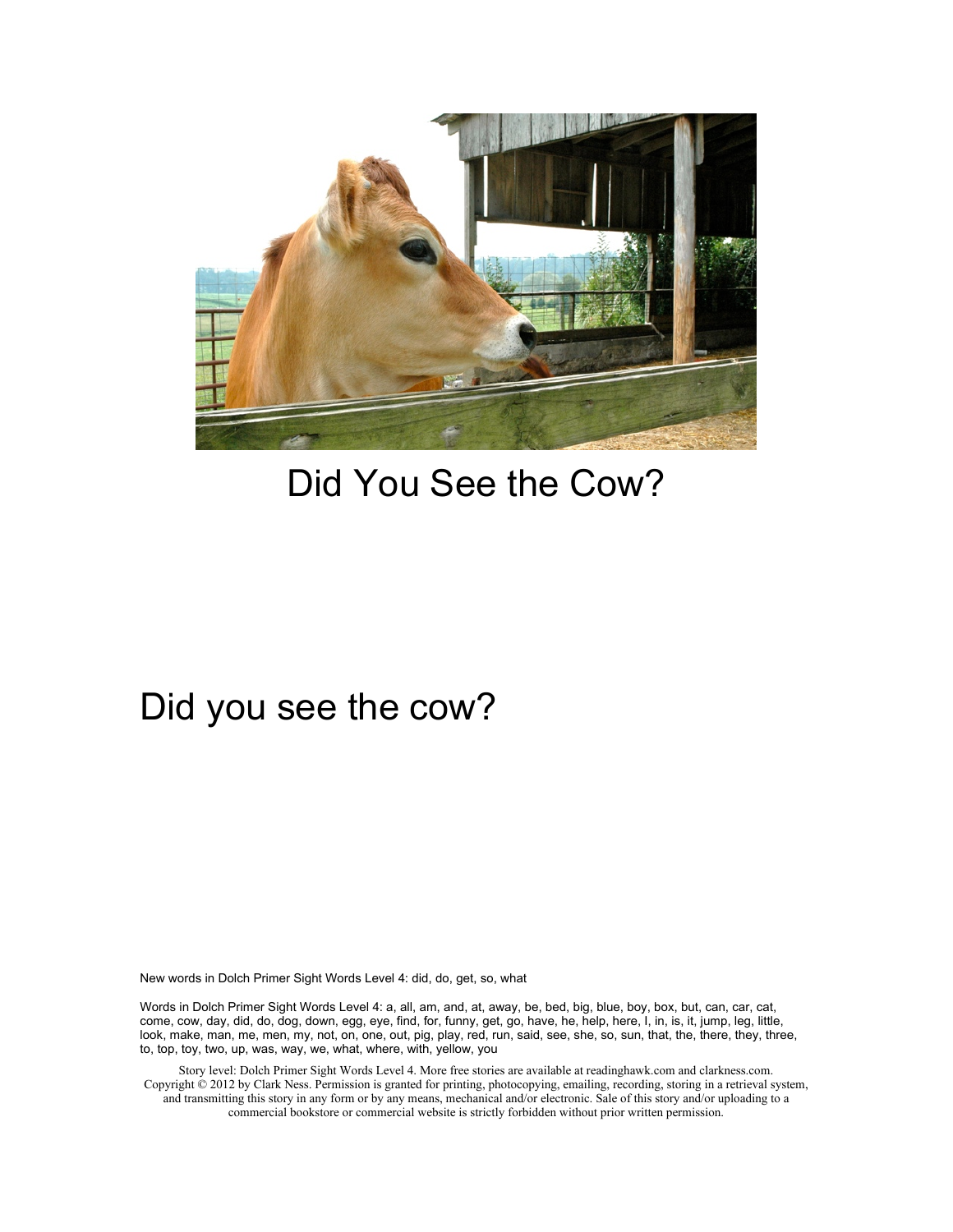# Did You See the Cow?

Did you see the cow?

New words in Dolch Primer Sight Words Level 4: did, do, get, so, what

Words in Dolch Primer Sight Words Level 4: a, all, am, and, at, away, be, bed, big, blue, boy, box, but, can, car, cat, come, cow, day, did, do, dog, down, egg, eye, find, for, funny, get, go, have, he, help, here, I, in, is, it, jump, leg, little, look, make, man, me, men, my, not, on, one, out, pig, play, red, run, said, see, she, so, sun, that, the, there, they, three, to, top, toy, two, up, was, way, we, what, where, with, yellow, you

Story level: Dolch Primer Sight Words Level 4. More free stories are available at readinghawk.com and clarkness.com. Copyright © 2012 by Clark Ness. Permission is granted for printing, photocopying, emailing, recording, storing in a retrieval system, and transmitting this story in any form or by any means, mechanical and/or electronic. Sale of this story and/or uploading to a commercial bookstore or commercial website is strictly forbidden without prior written permission.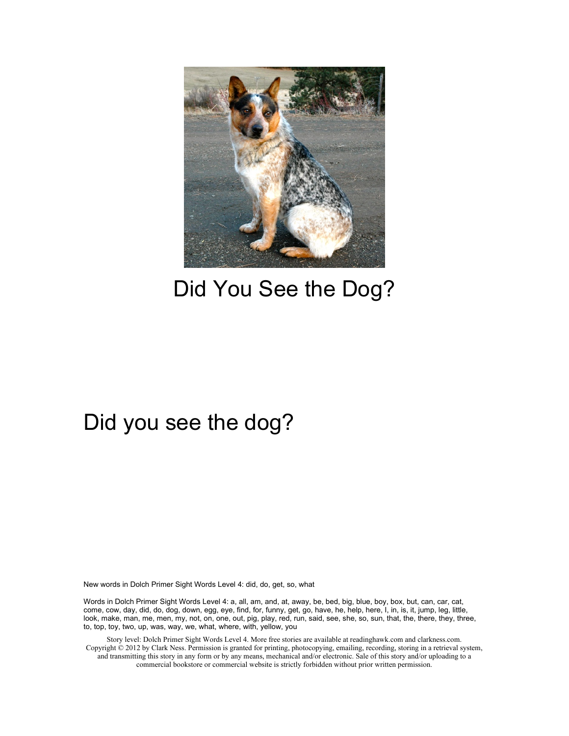Did You See the Dog?

Did you see the dog?

New words in Dolch Primer Sight Words Level 4: did, do, get, so, what

Words in Dolch Primer Sight Words Level 4: a, all, am, and, at, away, be, bed, big, blue, boy, box, but, can, car, cat, come, cow, day, did, do, dog, down, egg, eye, find, for, funny, get, go, have, he, help, here, I, in, is, it, jump, leg, little, look, make, man, me, men, my, not, on, one, out, pig, play, red, run, said, see, she, so, sun, that, the, there, they, three, to, top, toy, two, up, was, way, we, what, where, with, yellow, you

Story level: Dolch Primer Sight Words Level 4. More free stories are available at readinghawk.com and clarkness.com. Copyright © 2012 by Clark Ness. Permission is granted for printing, photocopying, emailing, recording, storing in a retrieval system, and transmitting this story in any form or by any means, mechanical and/or electronic. Sale of this story and/or uploading to a commercial bookstore or commercial website is strictly forbidden without prior written permission.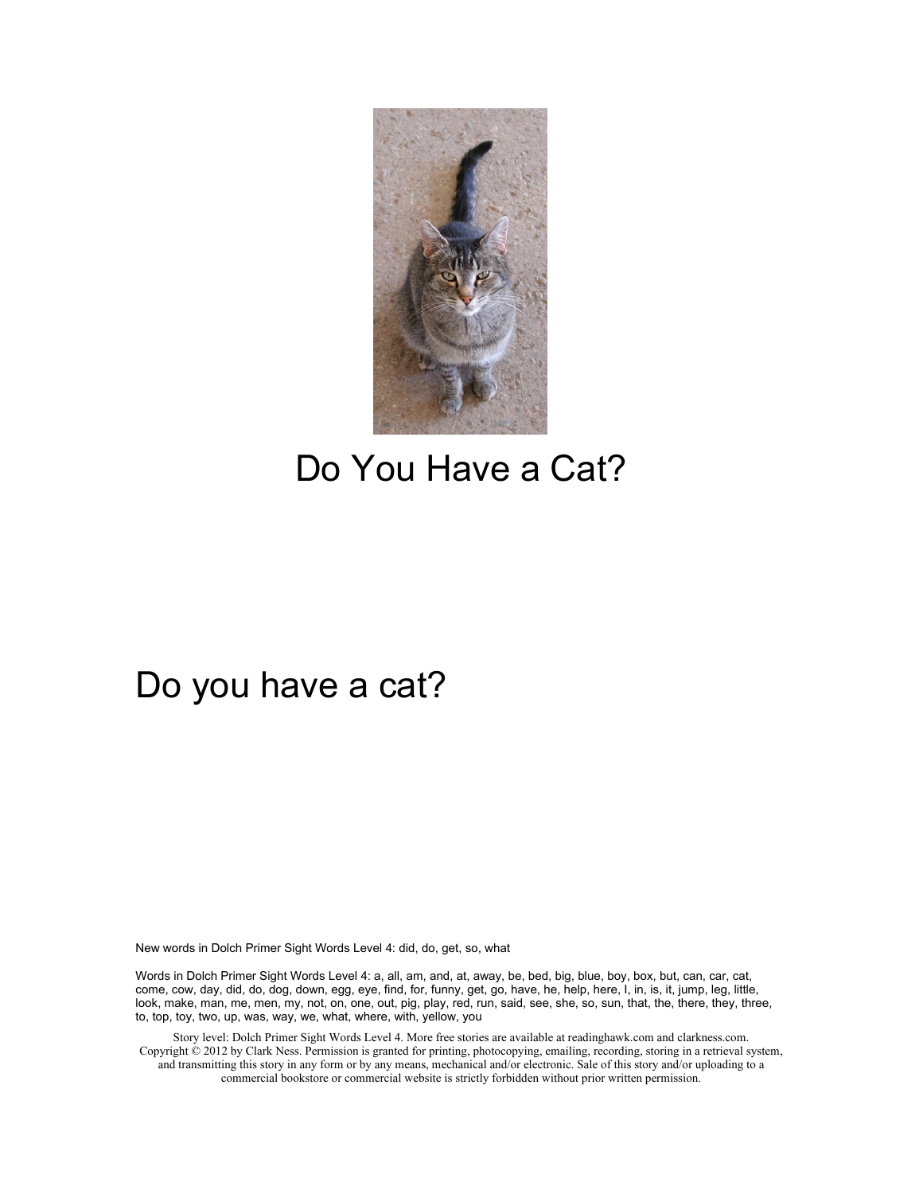# Do You Have a Cat?

Do you have a cat?

New words in Dolch Primer Sight Words Level 4: did, do, get, so, what

Words in Dolch Primer Sight Words Level 4: a, all, am, and, at, away, be, bed, big, blue, boy, box, but, can, car, cat, come, cow, day, did, do, dog, down, egg, eye, find, for, funny, get, go, have, he, help, here, I, in, is, it, jump, leg, little, look, make, man, me, men, my, not, on, one, out, pig, play, red, run, said, see, she, so, sun, that, the, there, they, three, to, top, toy, two, up, was, way, we, what, where, with, yellow, you

Story level: Dolch Primer Sight Words Level 4. More free stories are available at readinghawk.com and clarkness.com. Copyright © 2012 by Clark Ness. Permission is granted for printing, photocopying, emailing, recording, storing in a retrieval system, and transmitting this story in any form or by any means, mechanical and/or electronic. Sale of this story and/or uploading to a commercial bookstore or commercial website is strictly forbidden without prior written permission.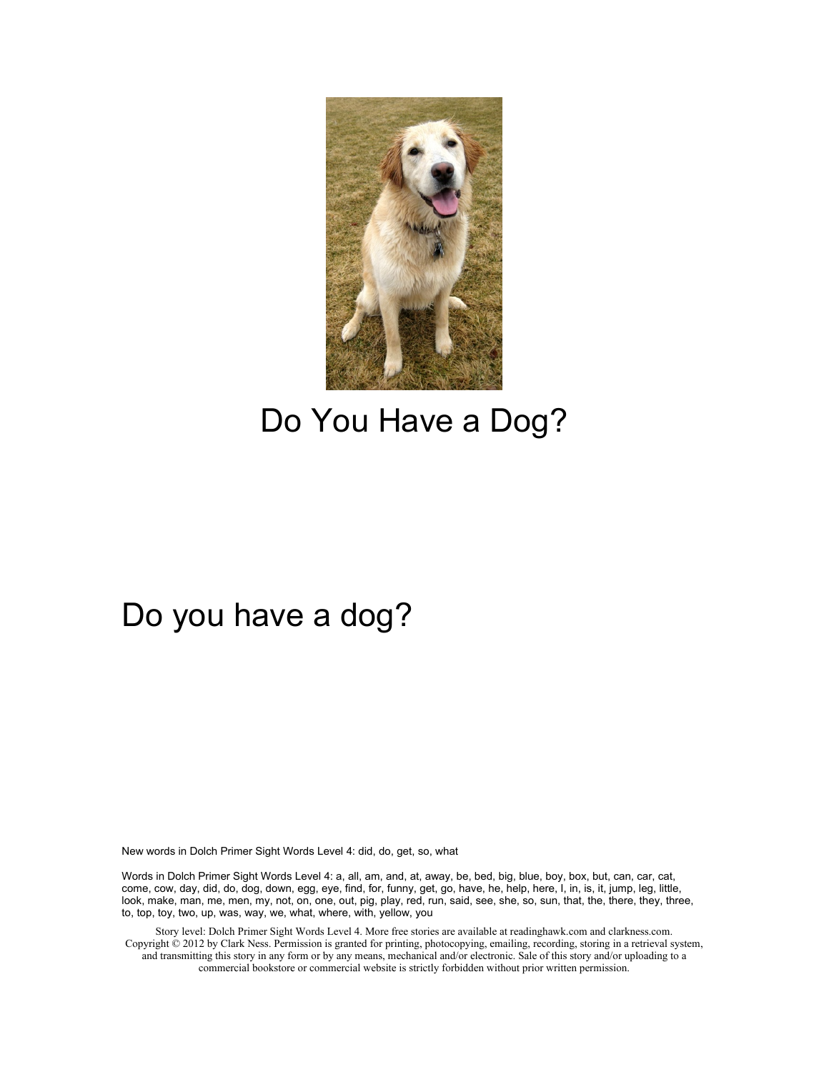# Do You Have a Dog?

Do you have a dog?

New words in Dolch Primer Sight Words Level 4: did, do, get, so, what

Words in Dolch Primer Sight Words Level 4: a, all, am, and, at, away, be, bed, big, blue, boy, box, but, can, car, cat, come, cow, day, did, do, dog, down, egg, eye, find, for, funny, get, go, have, he, help, here, I, in, is, it, jump, leg, little, look, make, man, me, men, my, not, on, one, out, pig, play, red, run, said, see, she, so, sun, that, the, there, they, three, to, top, toy, two, up, was, way, we, what, where, with, yellow, you

Story level: Dolch Primer Sight Words Level 4. More free stories are available at readinghawk.com and clarkness.com. Copyright © 2012 by Clark Ness. Permission is granted for printing, photocopying, emailing, recording, storing in a retrieval system, and transmitting this story in any form or by any means, mechanical and/or electronic. Sale of this story and/or uploading to a commercial bookstore or commercial website is strictly forbidden without prior written permission.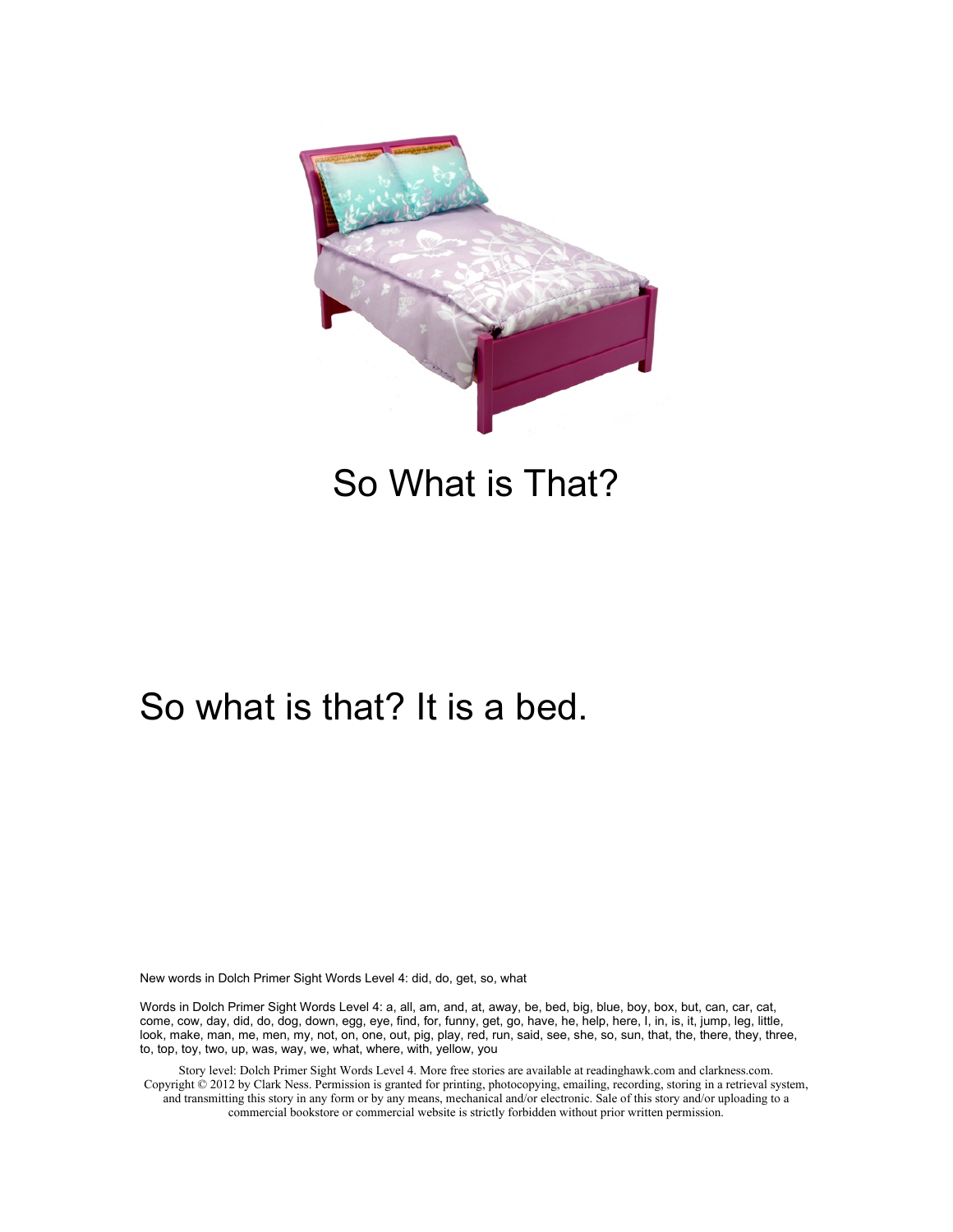So What is That?

So what is that? It is a bed.

New words in Dolch Primer Sight Words Level 4: did, do, get, so, what

Words in Dolch Primer Sight Words Level 4: a, all, am, and, at, away, be, bed, big, blue, boy, box, but, can, car, cat, come, cow, day, did, do, dog, down, egg, eye, find, for, funny, get, go, have, he, help, here, I, in, is, it, jump, leg, little, look, make, man, me, men, my, not, on, one, out, pig, play, red, run, said, see, she, so, sun, that, the, there, they, three, to, top, toy, two, up, was, way, we, what, where, with, yellow, you

Story level: Dolch Primer Sight Words Level 4. More free stories are available at readinghawk.com and clarkness.com. Copyright © 2012 by Clark Ness. Permission is granted for printing, photocopying, emailing, recording, storing in a retrieval system, and transmitting this story in any form or by any means, mechanical and/or electronic. Sale of this story and/or uploading to a commercial bookstore or commercial website is strictly forbidden without prior written permission.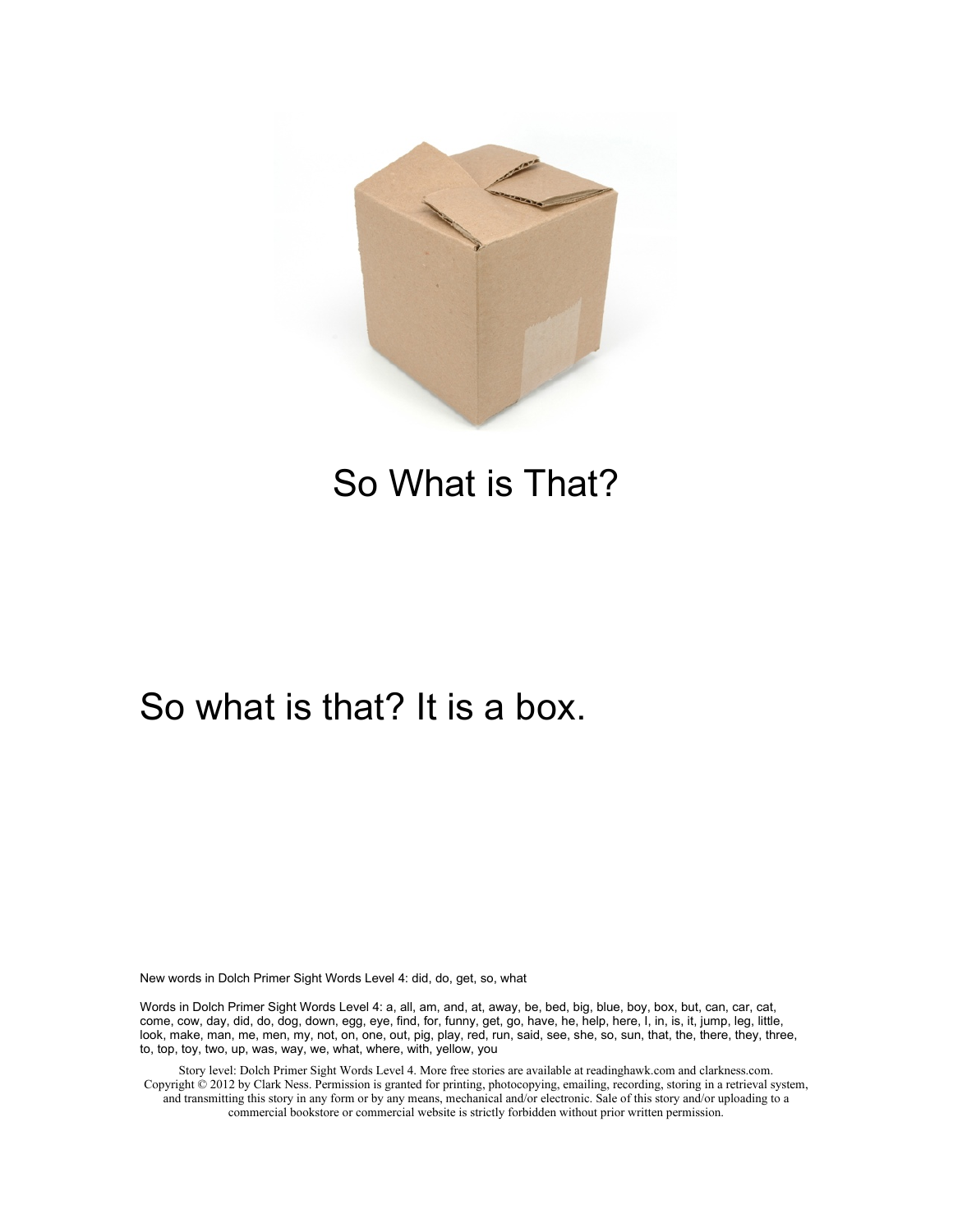# So What is That?

So what is that? It is a box.

New words in Dolch Primer Sight Words Level 4: did, do, get, so, what

Words in Dolch Primer Sight Words Level 4: a, all, am, and, at, away, be, bed, big, blue, boy, box, but, can, car, cat, come, cow, day, did, do, dog, down, egg, eye, find, for, funny, get, go, have, he, help, here, I, in, is, it, jump, leg, little, look, make, man, me, men, my, not, on, one, out, pig, play, red, run, said, see, she, so, sun, that, the, there, they, three, to, top, toy, two, up, was, way, we, what, where, with, yellow, you

Story level: Dolch Primer Sight Words Level 4. More free stories are available at readinghawk.com and clarkness.com. Copyright © 2012 by Clark Ness. Permission is granted for printing, photocopying, emailing, recording, storing in a retrieval system, and transmitting this story in any form or by any means, mechanical and/or electronic. Sale of this story and/or uploading to a commercial bookstore or commercial website is strictly forbidden without prior written permission.